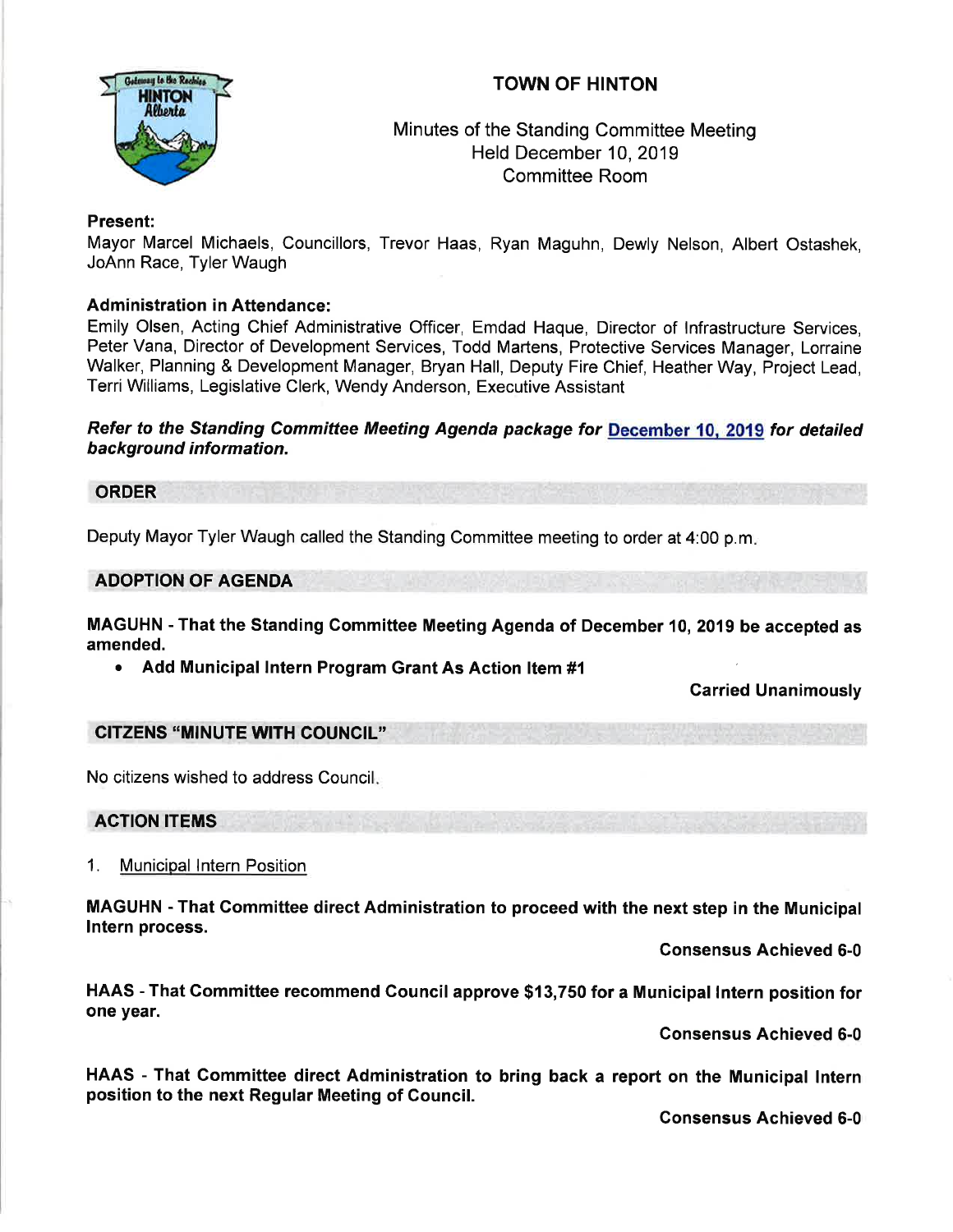# TOWN OF HINTON

Minutes of the Standing Committee Meeting
Held December 10, 2019
Committee Room

**Present:**
Mayor Marcel Michaels, Councillors, Trevor Haas, Ryan Maguhn, Dewly Nelson, Albert Ostashek, JoAnn Race, Tyler Waugh

**Administration in Attendance:**
Emily Olsen, Acting Chief Administrative Officer, Emdad Haque, Director of Infrastructure Services, Peter Vana, Director of Development Services, Todd Martens, Protective Services Manager, Lorraine Walker, Planning & Development Manager, Bryan Hall, Deputy Fire Chief, Heather Way, Project Lead, Terri Williams, Legislative Clerk, Wendy Anderson, Executive Assistant

***Refer to the Standing Committee Meeting Agenda package for December 10, 2019 for detailed background information.***

## ORDER

Deputy Mayor Tyler Waugh called the Standing Committee meeting to order at 4:00 p.m.

## ADOPTION OF AGENDA

**MAGUHN - That the Standing Committee Meeting Agenda of December 10, 2019 be accepted as amended.**

- **Add Municipal Intern Program Grant As Action Item #1**

**Carried Unanimously**

## CITIZENS "MINUTE WITH COUNCIL"

No citizens wished to address Council.

## ACTION ITEMS

1. Municipal Intern Position

**MAGUHN - That Committee direct Administration to proceed with the next step in the Municipal Intern process.**

**Consensus Achieved 6-0**

**HAAS - That Committee recommend Council approve $13,750 for a Municipal Intern position for one year.**

**Consensus Achieved 6-0**

**HAAS - That Committee direct Administration to bring back a report on the Municipal Intern position to the next Regular Meeting of Council.**

**Consensus Achieved 6-0**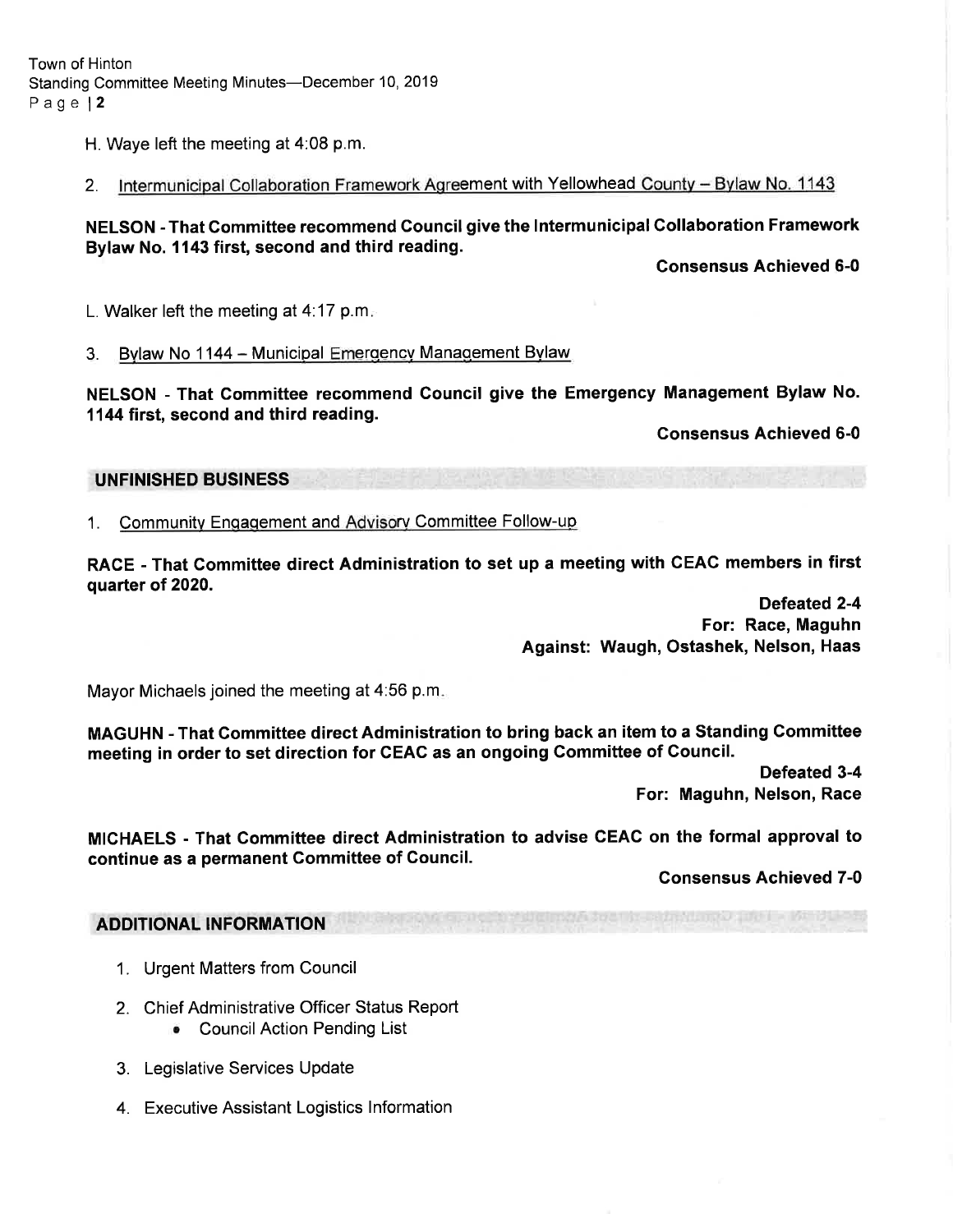H. Waye left the meeting at 4:08 p.m.

2. Intermunicipal Collaboration Framework Agreement with Yellowhead County – Bylaw No. 1143

**NELSON - That Committee recommend Council give the Intermunicipal Collaboration Framework Bylaw No. 1143 first, second and third reading.**

**Consensus Achieved 6-0**

L. Walker left the meeting at 4:17 p.m.

3. Bylaw No 1144 – Municipal Emergency Management Bylaw

**NELSON - That Committee recommend Council give the Emergency Management Bylaw No. 1144 first, second and third reading.**

**Consensus Achieved 6-0**

## UNFINISHED BUSINESS

1. Community Engagement and Advisory Committee Follow-up

**RACE - That Committee direct Administration to set up a meeting with CEAC members in first quarter of 2020.**

**Defeated 2-4**
**For: Race, Maguhn**
**Against: Waugh, Ostashek, Nelson, Haas**

Mayor Michaels joined the meeting at 4:56 p.m.

**MAGUHN - That Committee direct Administration to bring back an item to a Standing Committee meeting in order to set direction for CEAC as an ongoing Committee of Council.**

**Defeated 3-4**
**For: Maguhn, Nelson, Race**

**MICHAELS - That Committee direct Administration to advise CEAC on the formal approval to continue as a permanent Committee of Council.**

**Consensus Achieved 7-0**

## ADDITIONAL INFORMATION

1. Urgent Matters from Council
2. Chief Administrative Officer Status Report
   - Council Action Pending List
3. Legislative Services Update
4. Executive Assistant Logistics Information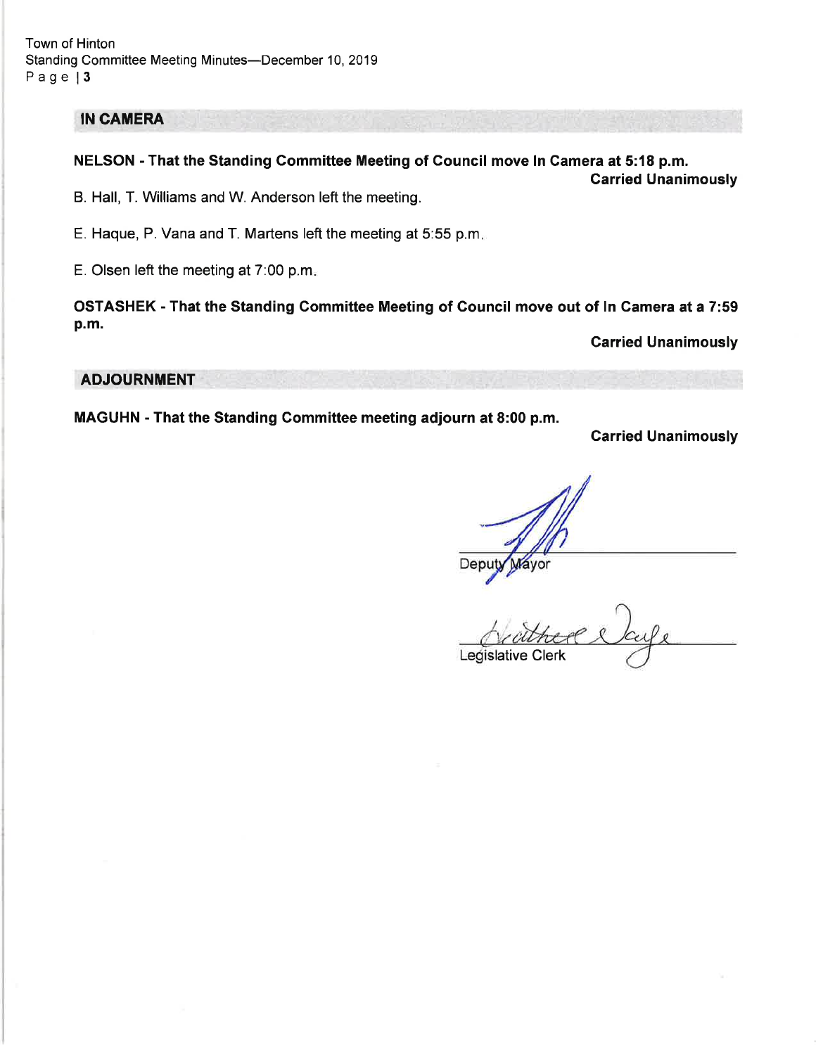## IN CAMERA

**NELSON - That the Standing Committee Meeting of Council move In Camera at 5:18 p.m.**

**Carried Unanimously**

B. Hall, T. Williams and W. Anderson left the meeting.

E. Haque, P. Vana and T. Martens left the meeting at 5:55 p.m.

E. Olsen left the meeting at 7:00 p.m.

**OSTASHEK - That the Standing Committee Meeting of Council move out of In Camera at a 7:59 p.m.**

**Carried Unanimously**

## ADJOURNMENT

**MAGUHN - That the Standing Committee meeting adjourn at 8:00 p.m.**

**Carried Unanimously**

Deputy Mayor

Legislative Clerk